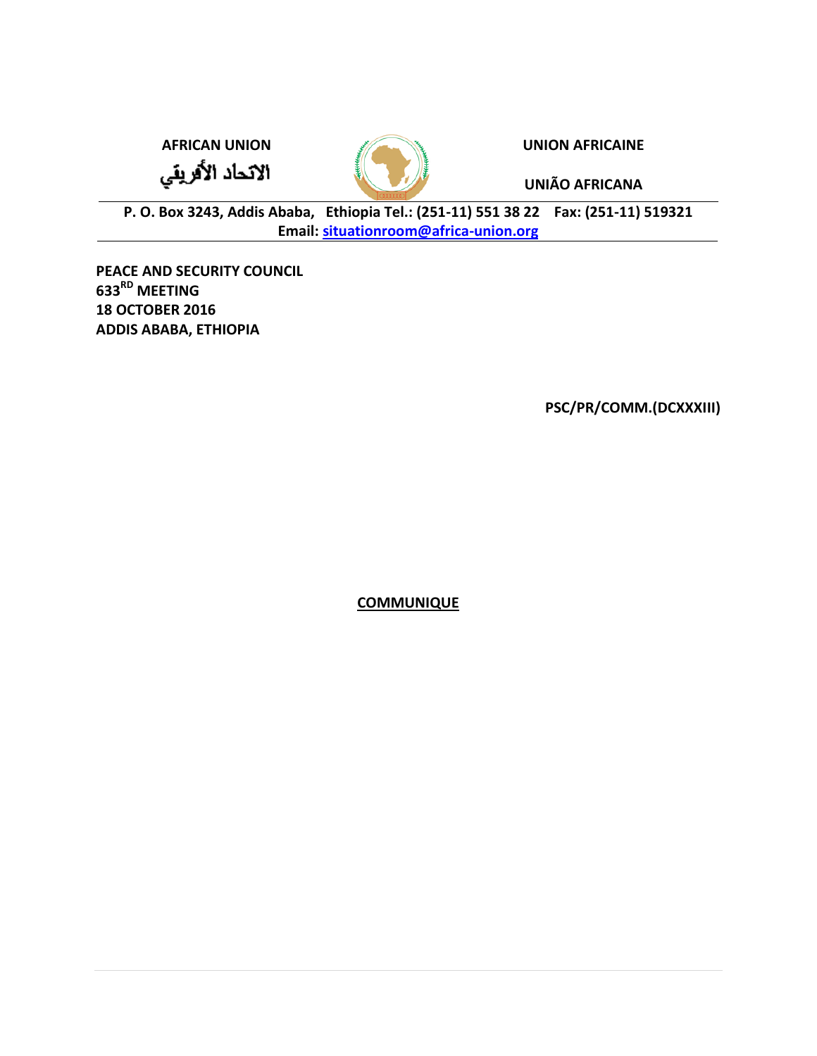**AFRICAN UNION**

**الاتحاد الأفريقي**

**UNION AFRICAINE**

**UNIÃO AFRICANA**

**P. O. Box 3243, Addis Ababa, Ethiopia Tel.: (251-11) 551 38 22 Fax: (251-11) 519321**
**Email: situationroom@africa-union.org**

**PEACE AND SECURITY COUNCIL**
**633RD MEETING**
**18 OCTOBER 2016**
**ADDIS ABABA, ETHIOPIA**

**PSC/PR/COMM.(DCXXXIII)**

# COMMUNIQUE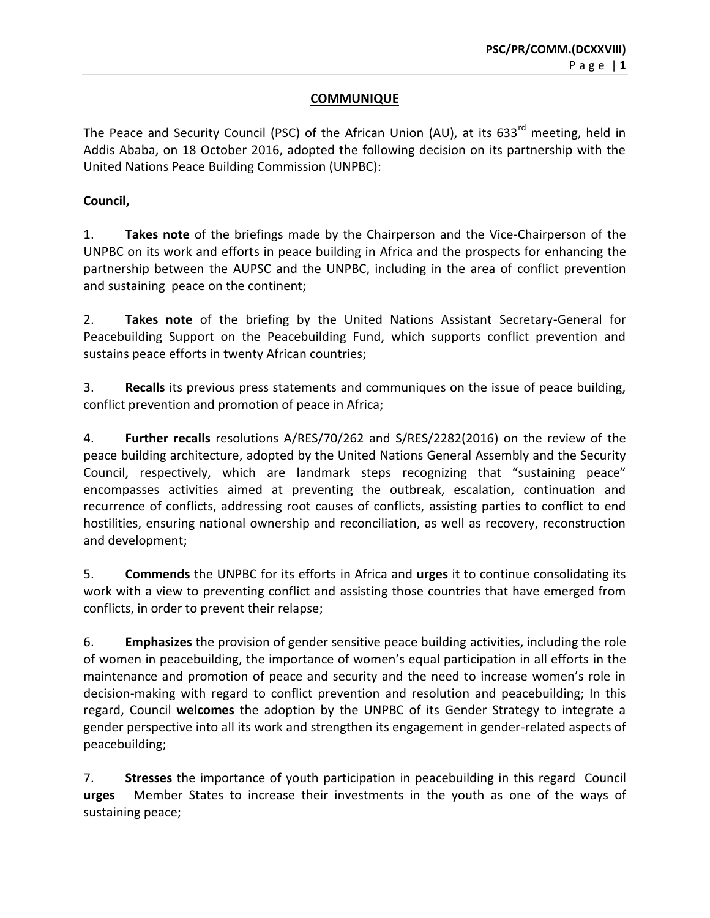## COMMUNIQUE

The Peace and Security Council (PSC) of the African Union (AU), at its 633rd meeting, held in Addis Ababa, on 18 October 2016, adopted the following decision on its partnership with the United Nations Peace Building Commission (UNPBC):

**Council,**

1. **Takes note** of the briefings made by the Chairperson and the Vice-Chairperson of the UNPBC on its work and efforts in peace building in Africa and the prospects for enhancing the partnership between the AUPSC and the UNPBC, including in the area of conflict prevention and sustaining peace on the continent;

2. **Takes note** of the briefing by the United Nations Assistant Secretary-General for Peacebuilding Support on the Peacebuilding Fund, which supports conflict prevention and sustains peace efforts in twenty African countries;

3. **Recalls** its previous press statements and communiques on the issue of peace building, conflict prevention and promotion of peace in Africa;

4. **Further recalls** resolutions A/RES/70/262 and S/RES/2282(2016) on the review of the peace building architecture, adopted by the United Nations General Assembly and the Security Council, respectively, which are landmark steps recognizing that "sustaining peace" encompasses activities aimed at preventing the outbreak, escalation, continuation and recurrence of conflicts, addressing root causes of conflicts, assisting parties to conflict to end hostilities, ensuring national ownership and reconciliation, as well as recovery, reconstruction and development;

5. **Commends** the UNPBC for its efforts in Africa and **urges** it to continue consolidating its work with a view to preventing conflict and assisting those countries that have emerged from conflicts, in order to prevent their relapse;

6. **Emphasizes** the provision of gender sensitive peace building activities, including the role of women in peacebuilding, the importance of women's equal participation in all efforts in the maintenance and promotion of peace and security and the need to increase women's role in decision-making with regard to conflict prevention and resolution and peacebuilding; In this regard, Council **welcomes** the adoption by the UNPBC of its Gender Strategy to integrate a gender perspective into all its work and strengthen its engagement in gender-related aspects of peacebuilding;

7. **Stresses** the importance of youth participation in peacebuilding in this regard Council **urges** Member States to increase their investments in the youth as one of the ways of sustaining peace;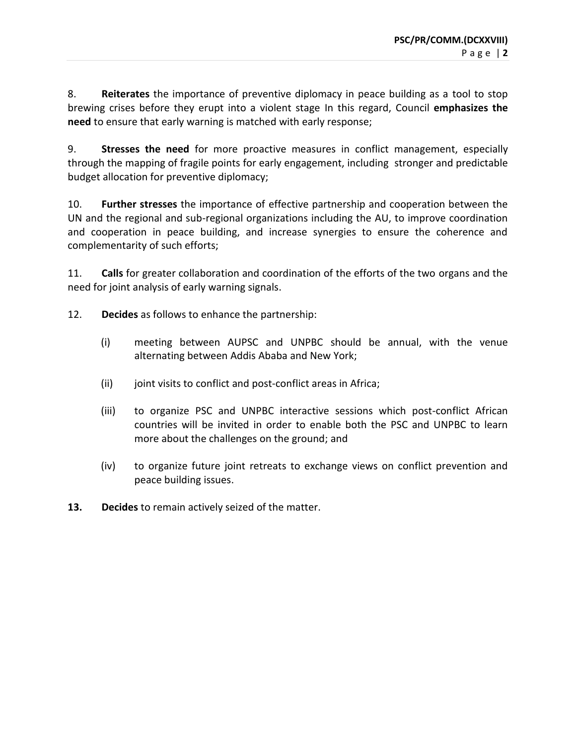8. **Reiterates** the importance of preventive diplomacy in peace building as a tool to stop brewing crises before they erupt into a violent stage In this regard, Council **emphasizes the need** to ensure that early warning is matched with early response;

9. **Stresses the need** for more proactive measures in conflict management, especially through the mapping of fragile points for early engagement, including stronger and predictable budget allocation for preventive diplomacy;

10. **Further stresses** the importance of effective partnership and cooperation between the UN and the regional and sub-regional organizations including the AU, to improve coordination and cooperation in peace building, and increase synergies to ensure the coherence and complementarity of such efforts;

11. **Calls** for greater collaboration and coordination of the efforts of the two organs and the need for joint analysis of early warning signals.

12. **Decides** as follows to enhance the partnership:

    (i) meeting between AUPSC and UNPBC should be annual, with the venue alternating between Addis Ababa and New York;

    (ii) joint visits to conflict and post-conflict areas in Africa;

    (iii) to organize PSC and UNPBC interactive sessions which post-conflict African countries will be invited in order to enable both the PSC and UNPBC to learn more about the challenges on the ground; and

    (iv) to organize future joint retreats to exchange views on conflict prevention and peace building issues.

**13.** **Decides** to remain actively seized of the matter.